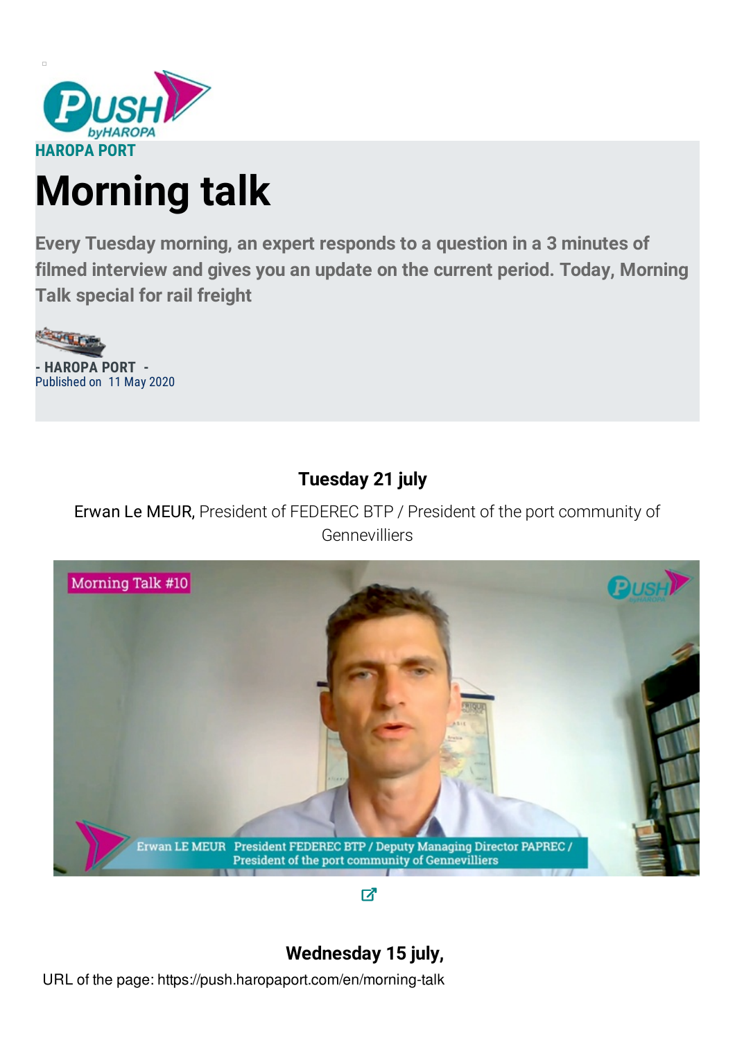HAROPA PORT

# Morning talk

**Every Tuesday morning, an expert responds to a question in a 3 minutes of filmed interview and gives you an update on the current period. Today, Morning Talk special for rail freight**

**- HAROPA PORT -**
Published on 11 May 2020

### Tuesday 21 july

Erwan Le MEUR, President of FEDEREC BTP / President of the port community of Gennevilliers

### Wednesday 15 july,

URL of the page: https://push.haropaport.com/en/morning-talk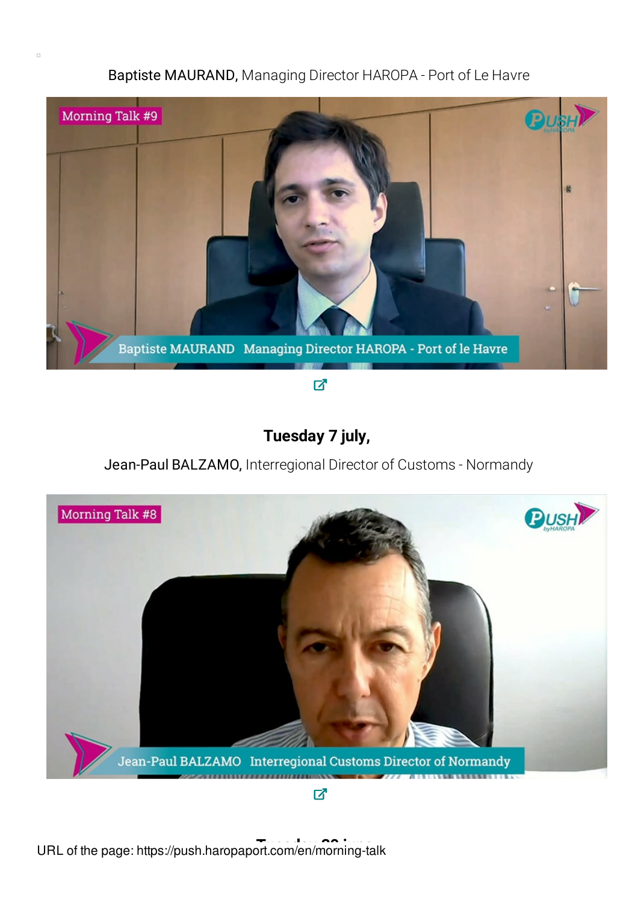**Baptiste MAURAND,** Managing Director HAROPA - Port of Le Havre

### Tuesday 7 july,

**Jean-Paul BALZAMO,** Interregional Director of Customs - Normandy

URL of the page: https://push.haropaport.com/en/morning-talk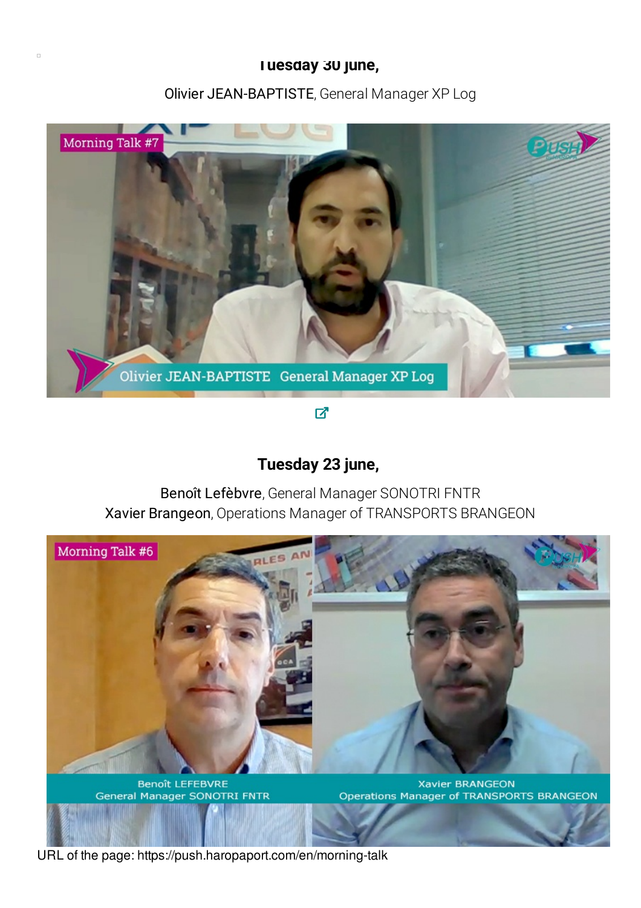**Tuesday 30 june,**

Olivier JEAN-BAPTISTE, General Manager XP Log

**Tuesday 23 june,**

Benoît Lefèbvre, General Manager SONOTRI FNTR
Xavier Brangeon, Operations Manager of TRANSPORTS BRANGEON

URL of the page: https://push.haropaport.com/en/morning-talk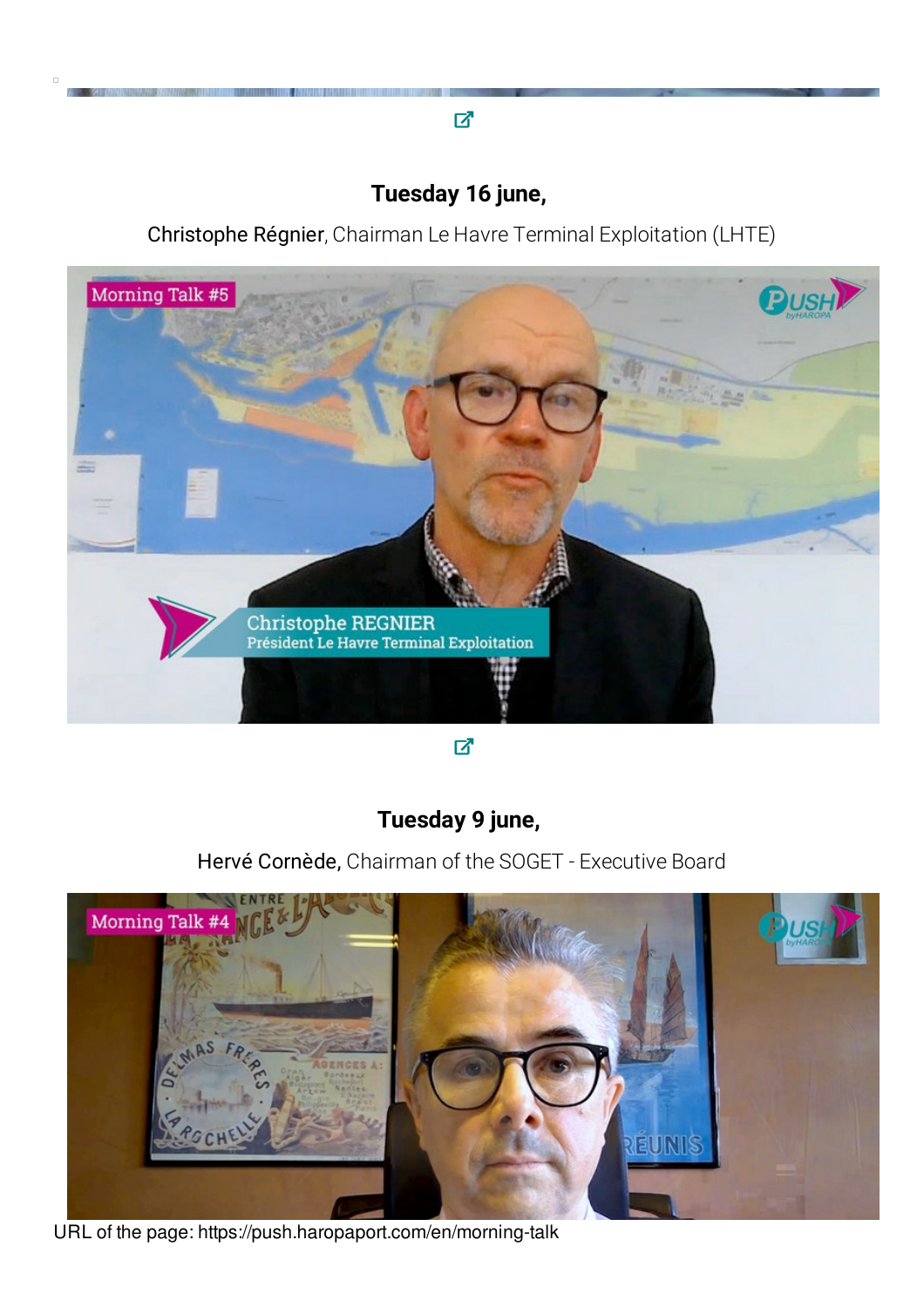**Tuesday 16 june,**

Christophe Régnier, Chairman Le Havre Terminal Exploitation (LHTE)

**Tuesday 9 june,**

Hervé Cornède, Chairman of the SOGET - Executive Board

URL of the page: https://push.haropaport.com/en/morning-talk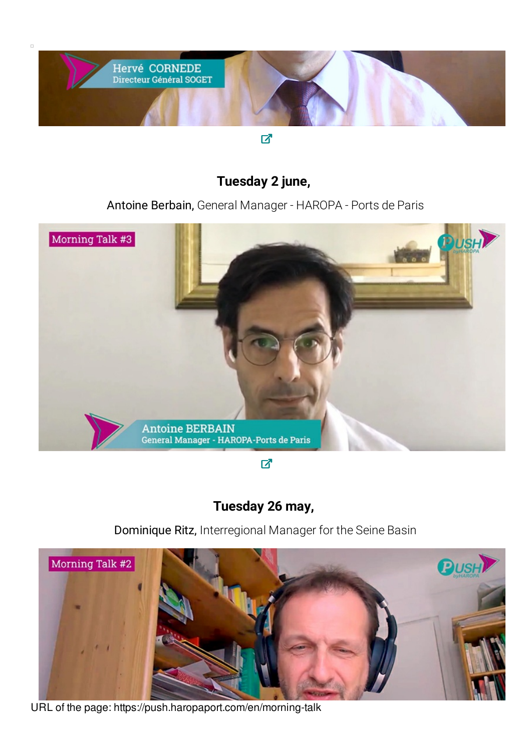**Tuesday 2 june,**

Antoine Berbain, General Manager - HAROPA - Ports de Paris

**Tuesday 26 may,**

Dominique Ritz, Interregional Manager for the Seine Basin

URL of the page: https://push.haropaport.com/en/morning-talk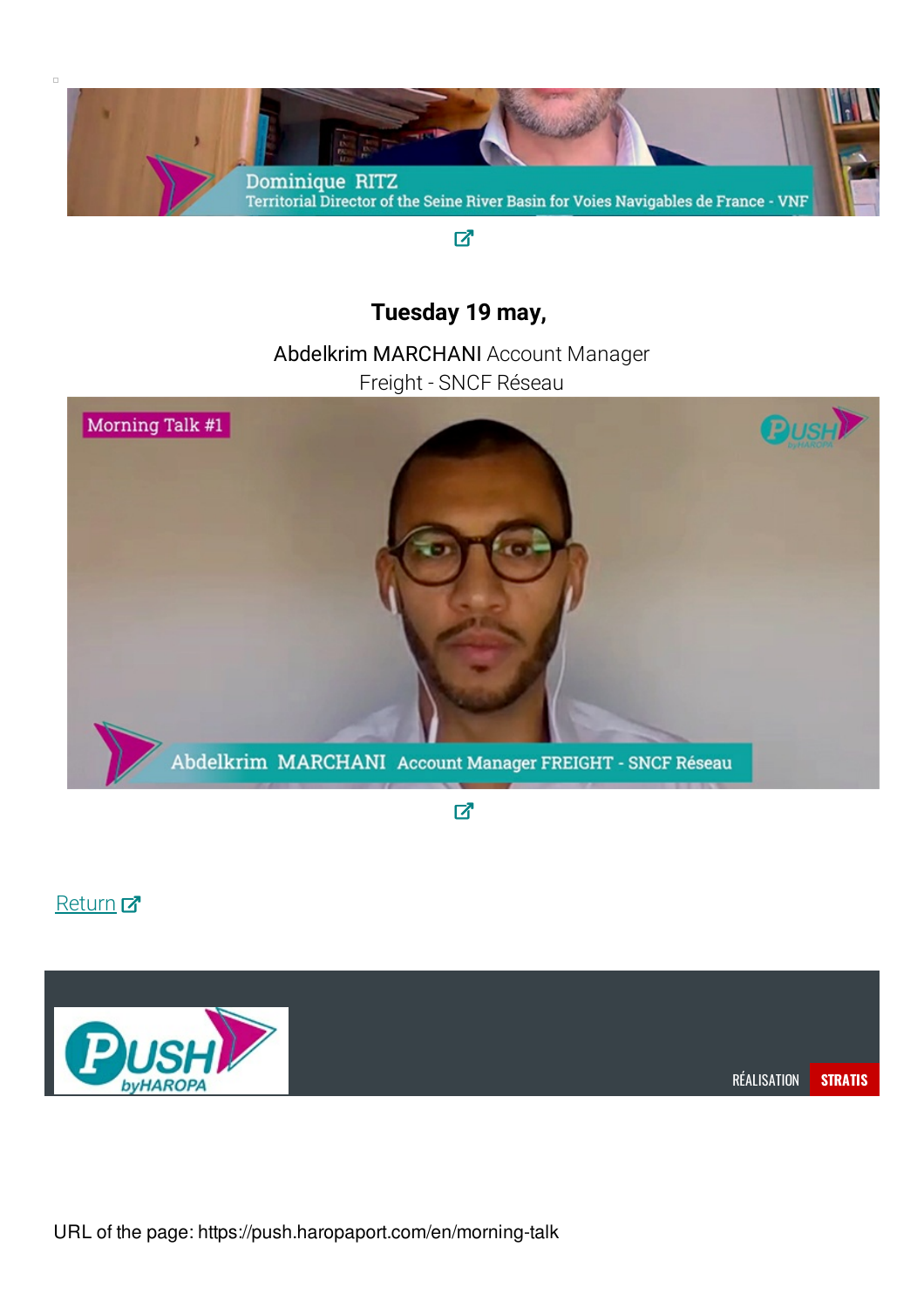**Tuesday 19 may,**

Abdelkrim MARCHANI Account Manager
Freight - SNCF Réseau

Return

RÉALISATION STRATIS

URL of the page: https://push.haropaport.com/en/morning-talk